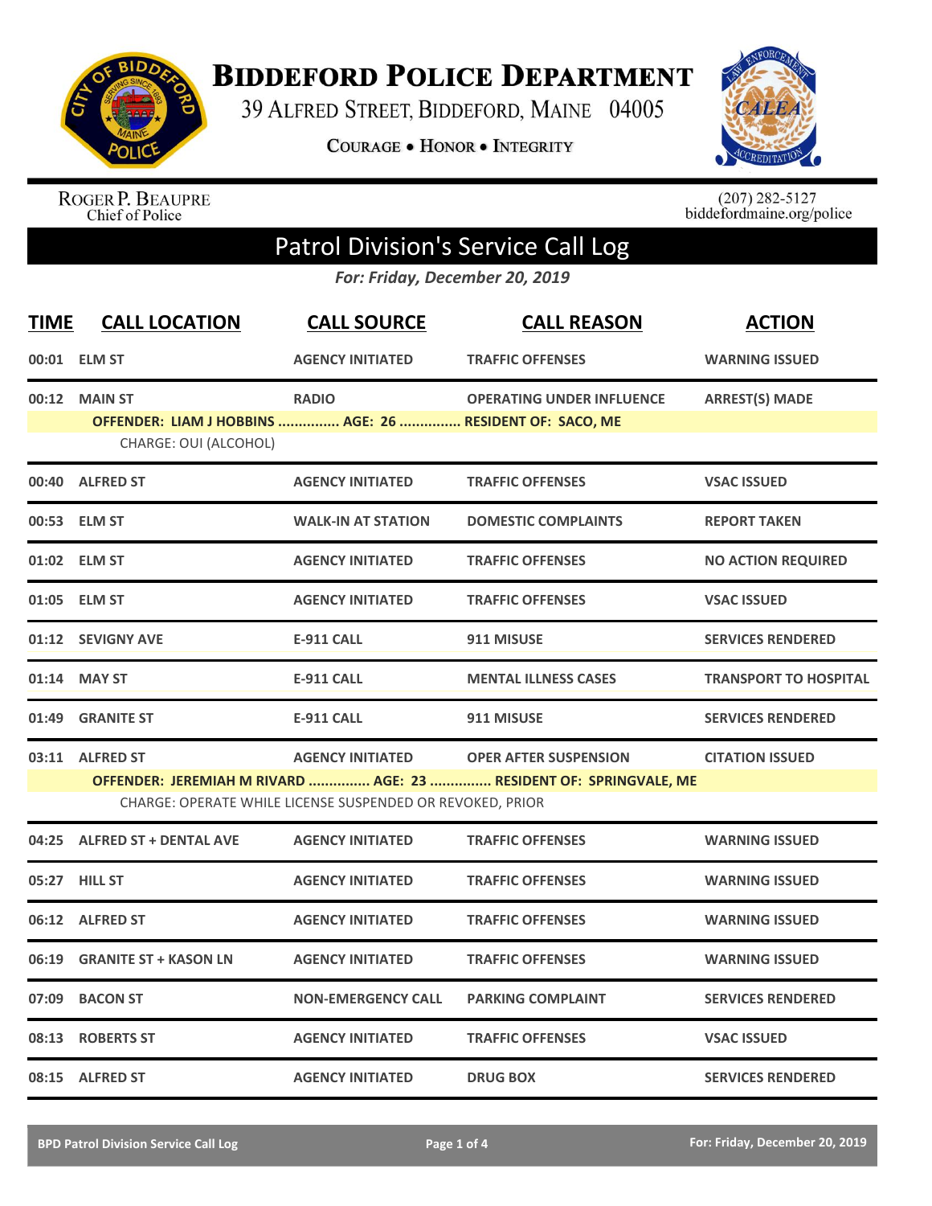# Biddeford Police Department

39 Alfred Street, Biddeford, Maine 04005

Courage • Honor • Integrity

Roger P. Beaupre
Chief of Police

(207) 282-5127
biddefordmaine.org/police

## Patrol Division's Service Call Log

*For: Friday, December 20, 2019*

| TIME | CALL LOCATION | CALL SOURCE | CALL REASON | ACTION |
|---|---|---|---|---|
| 00:01 | ELM ST | AGENCY INITIATED | TRAFFIC OFFENSES | WARNING ISSUED |
| 00:12 | MAIN ST | RADIO | OPERATING UNDER INFLUENCE | ARREST(S) MADE |
| | **OFFENDER: LIAM J HOBBINS ............... AGE: 26 ............... RESIDENT OF: SACO, ME** | | | |
| | CHARGE: OUI (ALCOHOL) | | | |
| 00:40 | ALFRED ST | AGENCY INITIATED | TRAFFIC OFFENSES | VSAC ISSUED |
| 00:53 | ELM ST | WALK-IN AT STATION | DOMESTIC COMPLAINTS | REPORT TAKEN |
| 01:02 | ELM ST | AGENCY INITIATED | TRAFFIC OFFENSES | NO ACTION REQUIRED |
| 01:05 | ELM ST | AGENCY INITIATED | TRAFFIC OFFENSES | VSAC ISSUED |
| 01:12 | SEVIGNY AVE | E-911 CALL | 911 MISUSE | SERVICES RENDERED |
| 01:14 | MAY ST | E-911 CALL | MENTAL ILLNESS CASES | TRANSPORT TO HOSPITAL |
| 01:49 | GRANITE ST | E-911 CALL | 911 MISUSE | SERVICES RENDERED |
| 03:11 | ALFRED ST | AGENCY INITIATED | OPER AFTER SUSPENSION | CITATION ISSUED |
| | **OFFENDER: JEREMIAH M RIVARD ............... AGE: 23 ............... RESIDENT OF: SPRINGVALE, ME** | | | |
| | CHARGE: OPERATE WHILE LICENSE SUSPENDED OR REVOKED, PRIOR | | | |
| 04:25 | ALFRED ST + DENTAL AVE | AGENCY INITIATED | TRAFFIC OFFENSES | WARNING ISSUED |
| 05:27 | HILL ST | AGENCY INITIATED | TRAFFIC OFFENSES | WARNING ISSUED |
| 06:12 | ALFRED ST | AGENCY INITIATED | TRAFFIC OFFENSES | WARNING ISSUED |
| 06:19 | GRANITE ST + KASON LN | AGENCY INITIATED | TRAFFIC OFFENSES | WARNING ISSUED |
| 07:09 | BACON ST | NON-EMERGENCY CALL | PARKING COMPLAINT | SERVICES RENDERED |
| 08:13 | ROBERTS ST | AGENCY INITIATED | TRAFFIC OFFENSES | VSAC ISSUED |
| 08:15 | ALFRED ST | AGENCY INITIATED | DRUG BOX | SERVICES RENDERED |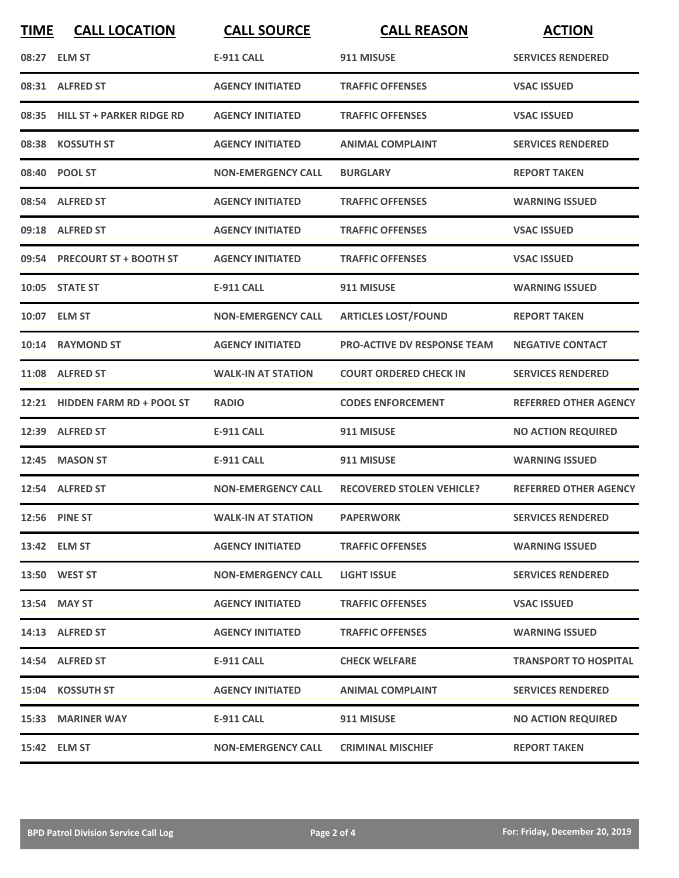| TIME | CALL LOCATION | CALL SOURCE | CALL REASON | ACTION |
|---|---|---|---|---|
| 08:27 | ELM ST | E-911 CALL | 911 MISUSE | SERVICES RENDERED |
| 08:31 | ALFRED ST | AGENCY INITIATED | TRAFFIC OFFENSES | VSAC ISSUED |
| 08:35 | HILL ST + PARKER RIDGE RD | AGENCY INITIATED | TRAFFIC OFFENSES | VSAC ISSUED |
| 08:38 | KOSSUTH ST | AGENCY INITIATED | ANIMAL COMPLAINT | SERVICES RENDERED |
| 08:40 | POOL ST | NON-EMERGENCY CALL | BURGLARY | REPORT TAKEN |
| 08:54 | ALFRED ST | AGENCY INITIATED | TRAFFIC OFFENSES | WARNING ISSUED |
| 09:18 | ALFRED ST | AGENCY INITIATED | TRAFFIC OFFENSES | VSAC ISSUED |
| 09:54 | PRECOURT ST + BOOTH ST | AGENCY INITIATED | TRAFFIC OFFENSES | VSAC ISSUED |
| 10:05 | STATE ST | E-911 CALL | 911 MISUSE | WARNING ISSUED |
| 10:07 | ELM ST | NON-EMERGENCY CALL | ARTICLES LOST/FOUND | REPORT TAKEN |
| 10:14 | RAYMOND ST | AGENCY INITIATED | PRO-ACTIVE DV RESPONSE TEAM | NEGATIVE CONTACT |
| 11:08 | ALFRED ST | WALK-IN AT STATION | COURT ORDERED CHECK IN | SERVICES RENDERED |
| 12:21 | HIDDEN FARM RD + POOL ST | RADIO | CODES ENFORCEMENT | REFERRED OTHER AGENCY |
| 12:39 | ALFRED ST | E-911 CALL | 911 MISUSE | NO ACTION REQUIRED |
| 12:45 | MASON ST | E-911 CALL | 911 MISUSE | WARNING ISSUED |
| 12:54 | ALFRED ST | NON-EMERGENCY CALL | RECOVERED STOLEN VEHICLE? | REFERRED OTHER AGENCY |
| 12:56 | PINE ST | WALK-IN AT STATION | PAPERWORK | SERVICES RENDERED |
| 13:42 | ELM ST | AGENCY INITIATED | TRAFFIC OFFENSES | WARNING ISSUED |
| 13:50 | WEST ST | NON-EMERGENCY CALL | LIGHT ISSUE | SERVICES RENDERED |
| 13:54 | MAY ST | AGENCY INITIATED | TRAFFIC OFFENSES | VSAC ISSUED |
| 14:13 | ALFRED ST | AGENCY INITIATED | TRAFFIC OFFENSES | WARNING ISSUED |
| 14:54 | ALFRED ST | E-911 CALL | CHECK WELFARE | TRANSPORT TO HOSPITAL |
| 15:04 | KOSSUTH ST | AGENCY INITIATED | ANIMAL COMPLAINT | SERVICES RENDERED |
| 15:33 | MARINER WAY | E-911 CALL | 911 MISUSE | NO ACTION REQUIRED |
| 15:42 | ELM ST | NON-EMERGENCY CALL | CRIMINAL MISCHIEF | REPORT TAKEN |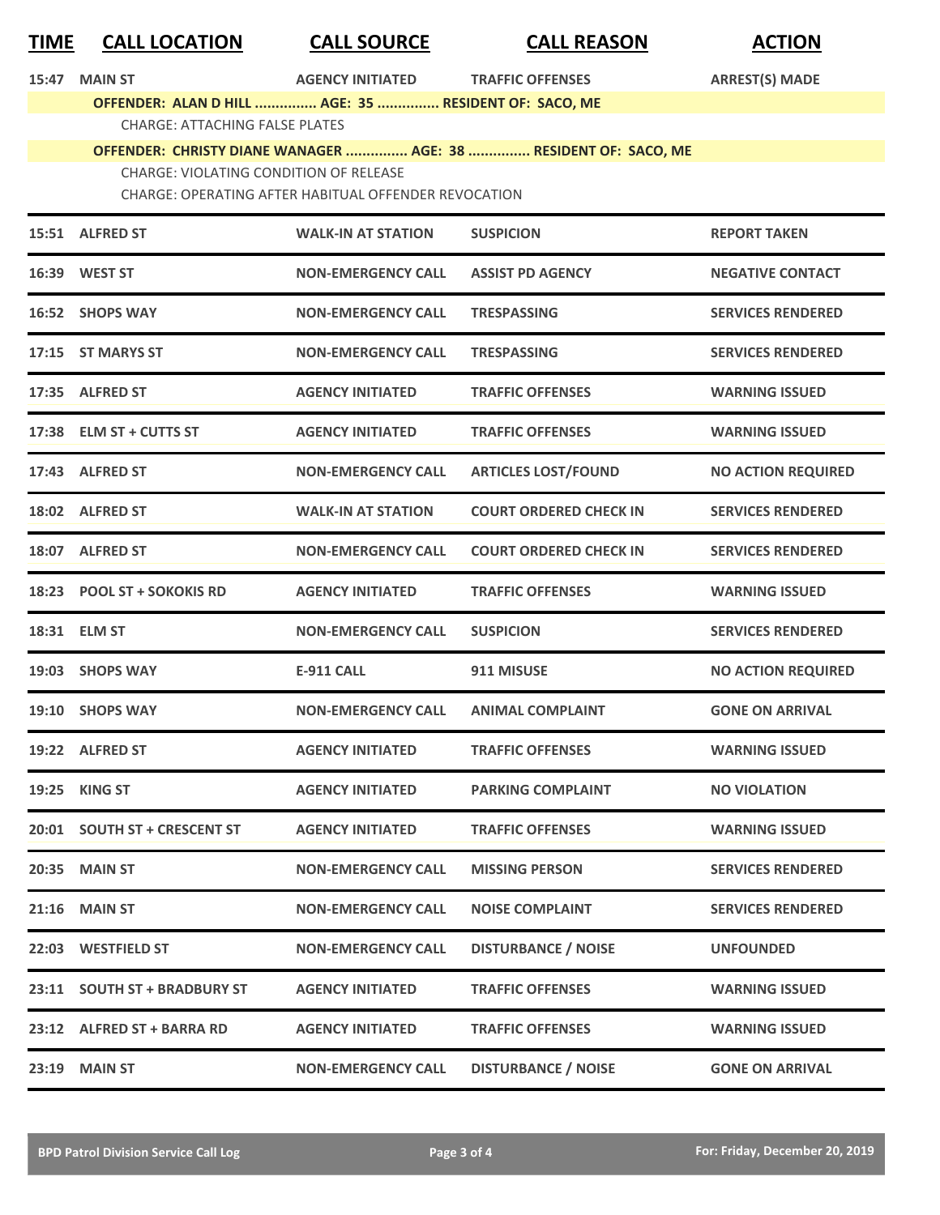| TIME | CALL LOCATION | CALL SOURCE | CALL REASON | ACTION |
|---|---|---|---|---|
| 15:47 | MAIN ST | AGENCY INITIATED | TRAFFIC OFFENSES | ARREST(S) MADE |

**OFFENDER: ALAN D HILL ............... AGE: 35 ............... RESIDENT OF: SACO, ME**

CHARGE: ATTACHING FALSE PLATES

**OFFENDER: CHRISTY DIANE WANAGER ............... AGE: 38 ............... RESIDENT OF: SACO, ME**

CHARGE: VIOLATING CONDITION OF RELEASE

CHARGE: OPERATING AFTER HABITUAL OFFENDER REVOCATION

| TIME | CALL LOCATION | CALL SOURCE | CALL REASON | ACTION |
|---|---|---|---|---|
| 15:51 | ALFRED ST | WALK-IN AT STATION | SUSPICION | REPORT TAKEN |
| 16:39 | WEST ST | NON-EMERGENCY CALL | ASSIST PD AGENCY | NEGATIVE CONTACT |
| 16:52 | SHOPS WAY | NON-EMERGENCY CALL | TRESPASSING | SERVICES RENDERED |
| 17:15 | ST MARYS ST | NON-EMERGENCY CALL | TRESPASSING | SERVICES RENDERED |
| 17:35 | ALFRED ST | AGENCY INITIATED | TRAFFIC OFFENSES | WARNING ISSUED |
| 17:38 | ELM ST + CUTTS ST | AGENCY INITIATED | TRAFFIC OFFENSES | WARNING ISSUED |
| 17:43 | ALFRED ST | NON-EMERGENCY CALL | ARTICLES LOST/FOUND | NO ACTION REQUIRED |
| 18:02 | ALFRED ST | WALK-IN AT STATION | COURT ORDERED CHECK IN | SERVICES RENDERED |
| 18:07 | ALFRED ST | NON-EMERGENCY CALL | COURT ORDERED CHECK IN | SERVICES RENDERED |
| 18:23 | POOL ST + SOKOKIS RD | AGENCY INITIATED | TRAFFIC OFFENSES | WARNING ISSUED |
| 18:31 | ELM ST | NON-EMERGENCY CALL | SUSPICION | SERVICES RENDERED |
| 19:03 | SHOPS WAY | E-911 CALL | 911 MISUSE | NO ACTION REQUIRED |
| 19:10 | SHOPS WAY | NON-EMERGENCY CALL | ANIMAL COMPLAINT | GONE ON ARRIVAL |
| 19:22 | ALFRED ST | AGENCY INITIATED | TRAFFIC OFFENSES | WARNING ISSUED |
| 19:25 | KING ST | AGENCY INITIATED | PARKING COMPLAINT | NO VIOLATION |
| 20:01 | SOUTH ST + CRESCENT ST | AGENCY INITIATED | TRAFFIC OFFENSES | WARNING ISSUED |
| 20:35 | MAIN ST | NON-EMERGENCY CALL | MISSING PERSON | SERVICES RENDERED |
| 21:16 | MAIN ST | NON-EMERGENCY CALL | NOISE COMPLAINT | SERVICES RENDERED |
| 22:03 | WESTFIELD ST | NON-EMERGENCY CALL | DISTURBANCE / NOISE | UNFOUNDED |
| 23:11 | SOUTH ST + BRADBURY ST | AGENCY INITIATED | TRAFFIC OFFENSES | WARNING ISSUED |
| 23:12 | ALFRED ST + BARRA RD | AGENCY INITIATED | TRAFFIC OFFENSES | WARNING ISSUED |
| 23:19 | MAIN ST | NON-EMERGENCY CALL | DISTURBANCE / NOISE | GONE ON ARRIVAL |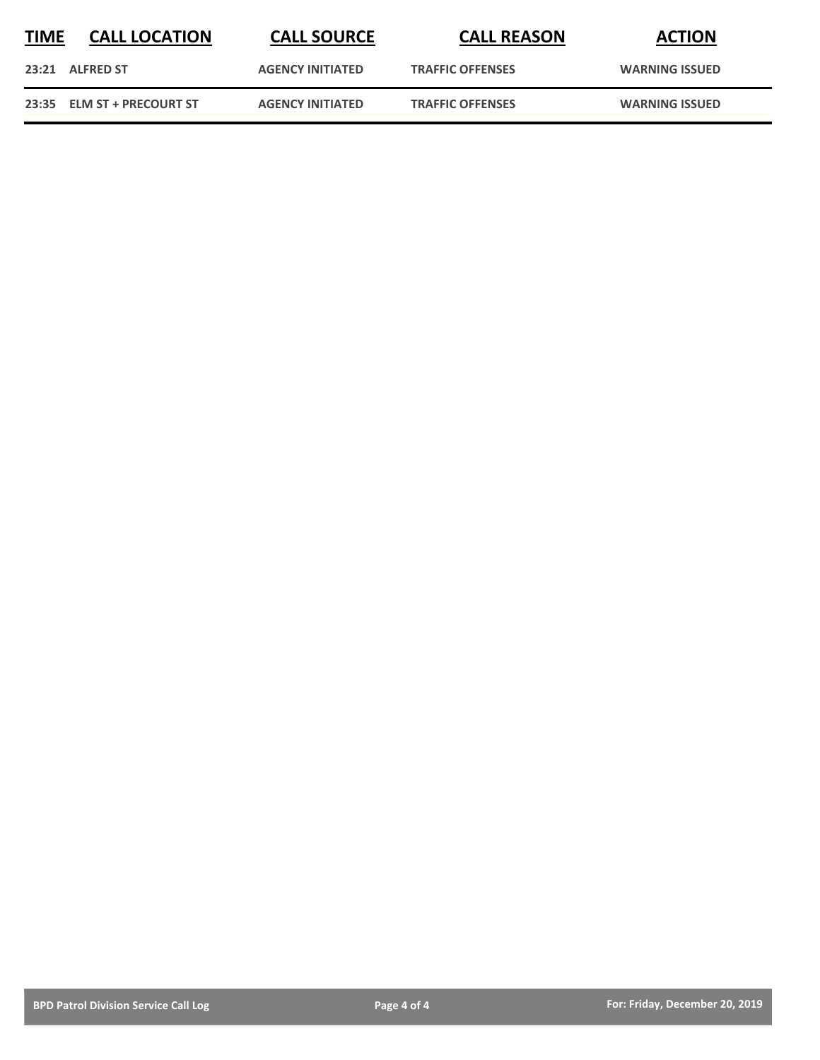| TIME | CALL LOCATION | CALL SOURCE | CALL REASON | ACTION |
|---|---|---|---|---|
| 23:21 | ALFRED ST | AGENCY INITIATED | TRAFFIC OFFENSES | WARNING ISSUED |
| 23:35 | ELM ST + PRECOURT ST | AGENCY INITIATED | TRAFFIC OFFENSES | WARNING ISSUED |